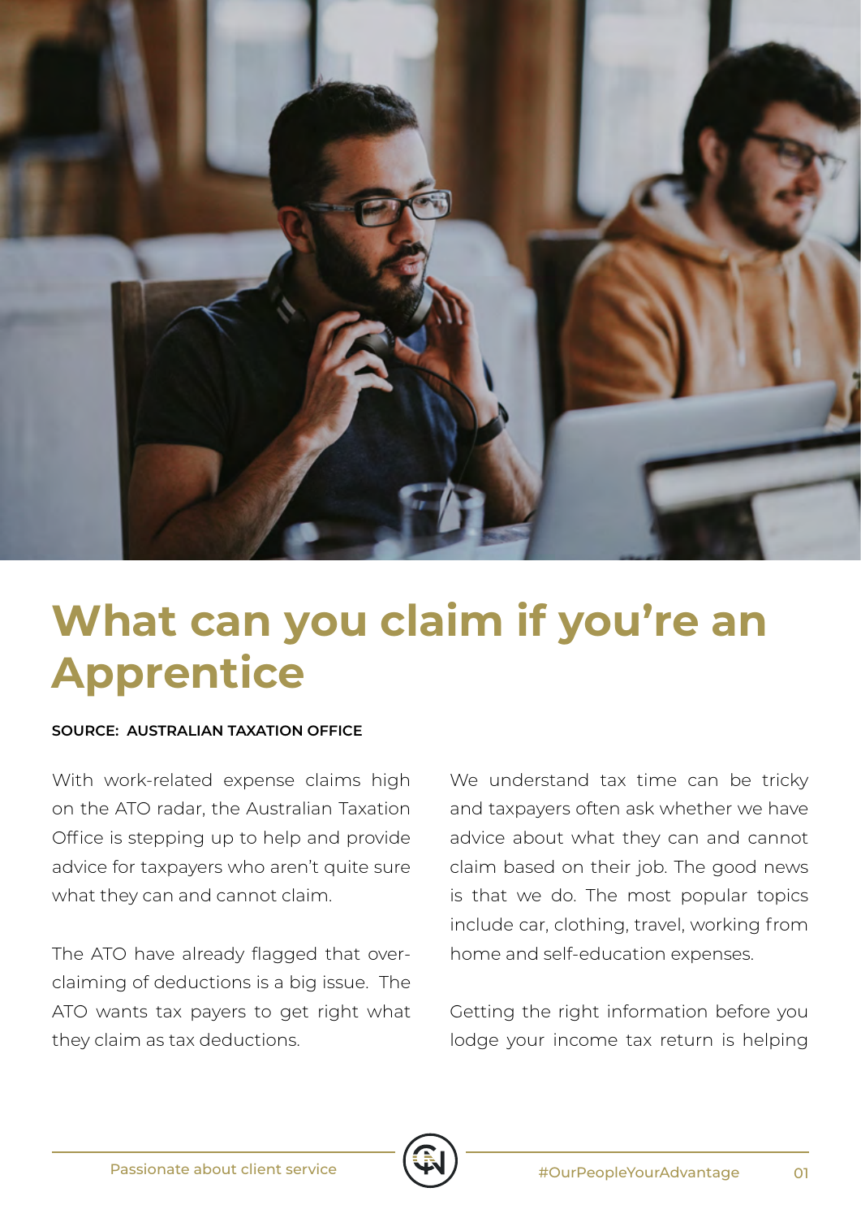# What can you claim if you're an Apprentice

**SOURCE: AUSTRALIAN TAXATION OFFICE**

With work-related expense claims high on the ATO radar, the Australian Taxation Office is stepping up to help and provide advice for taxpayers who aren't quite sure what they can and cannot claim.

The ATO have already flagged that over-claiming of deductions is a big issue. The ATO wants tax payers to get right what they claim as tax deductions.

We understand tax time can be tricky and taxpayers often ask whether we have advice about what they can and cannot claim based on their job. The good news is that we do. The most popular topics include car, clothing, travel, working from home and self-education expenses.

Getting the right information before you lodge your income tax return is helping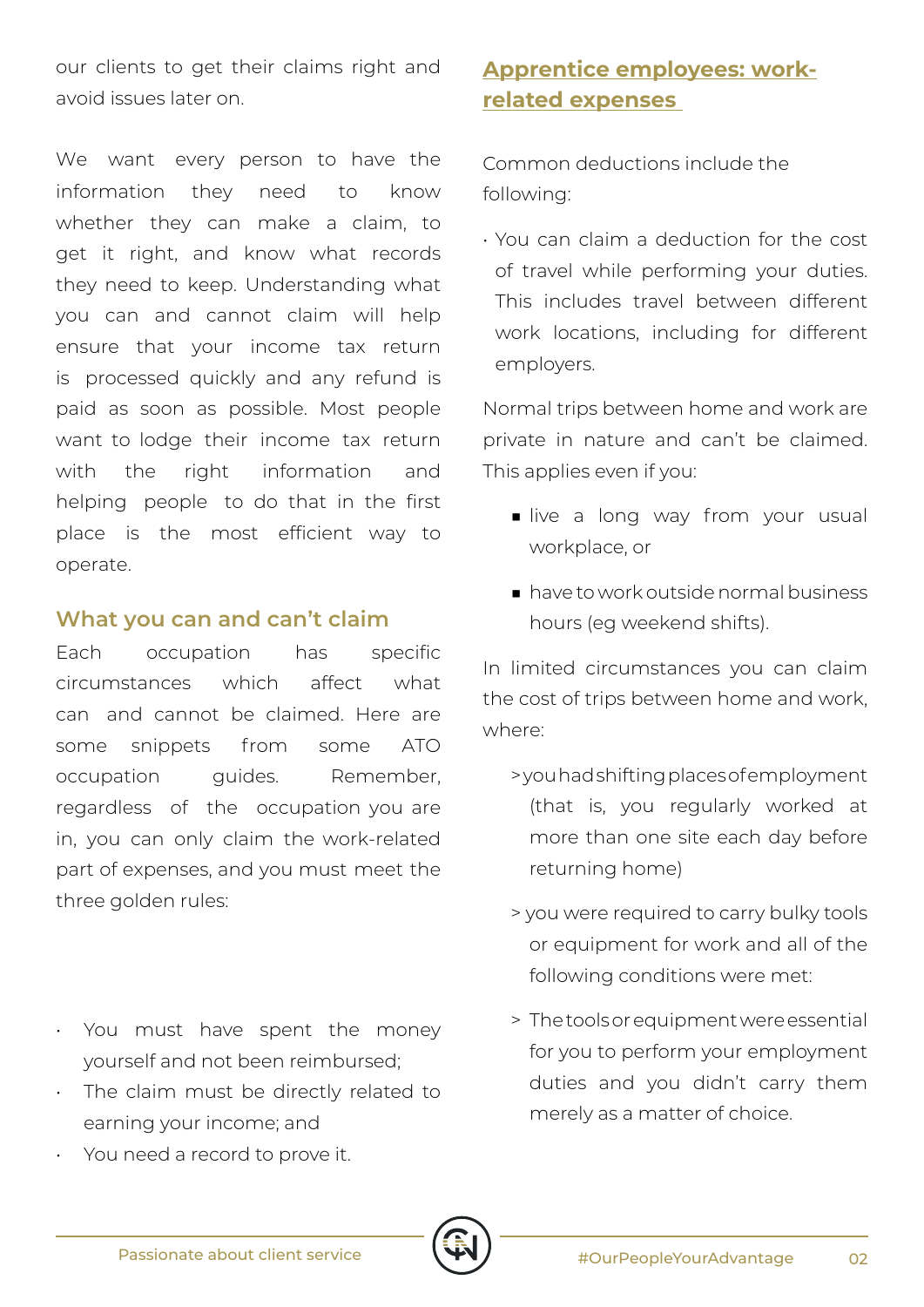our clients to get their claims right and avoid issues later on.

We want every person to have the information they need to know whether they can make a claim, to get it right, and know what records they need to keep. Understanding what you can and cannot claim will help ensure that your income tax return is processed quickly and any refund is paid as soon as possible. Most people want to lodge their income tax return with the right information and helping people to do that in the first place is the most efficient way to operate.

## What you can and can't claim

Each occupation has specific circumstances which affect what can and cannot be claimed. Here are some snippets from some ATO occupation guides. Remember, regardless of the occupation you are in, you can only claim the work-related part of expenses, and you must meet the three golden rules:

- You must have spent the money yourself and not been reimbursed;
- The claim must be directly related to earning your income; and
- You need a record to prove it.

## Apprentice employees: work-related expenses

Common deductions include the following:

- You can claim a deduction for the cost of travel while performing your duties. This includes travel between different work locations, including for different employers.

Normal trips between home and work are private in nature and can't be claimed. This applies even if you:

- live a long way from your usual workplace, or
- have to work outside normal business hours (eg weekend shifts).

In limited circumstances you can claim the cost of trips between home and work, where:

> you had shifting places of employment (that is, you regularly worked at more than one site each day before returning home)

> you were required to carry bulky tools or equipment for work and all of the following conditions were met:

> The tools or equipment were essential for you to perform your employment duties and you didn't carry them merely as a matter of choice.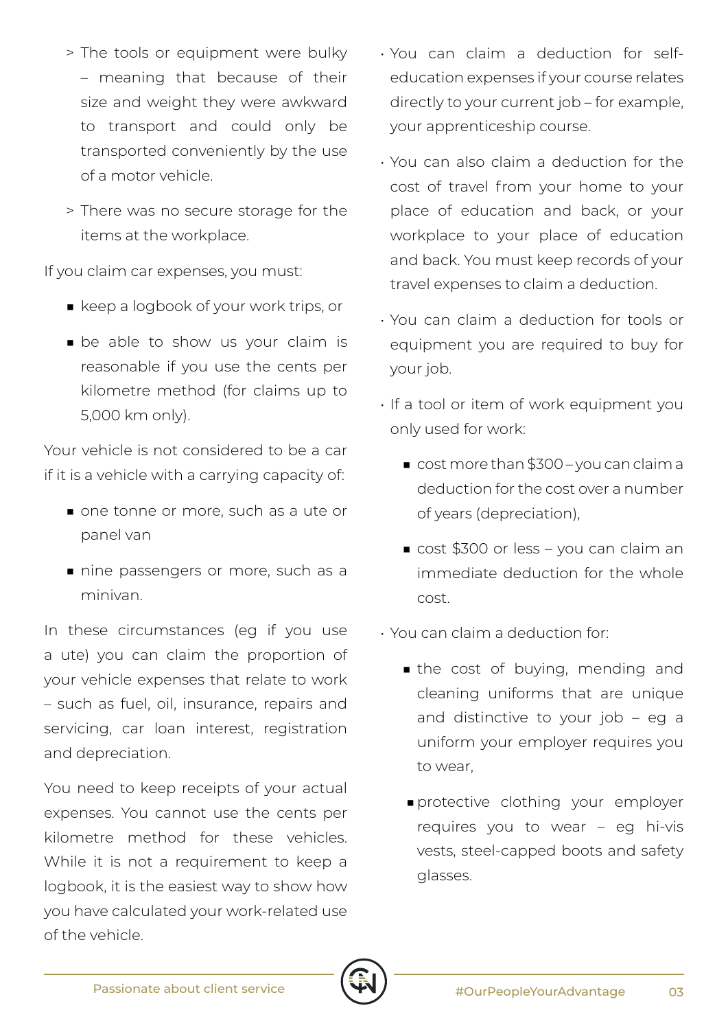- > The tools or equipment were bulky – meaning that because of their size and weight they were awkward to transport and could only be transported conveniently by the use of a motor vehicle.
- > There was no secure storage for the items at the workplace.

If you claim car expenses, you must:

- keep a logbook of your work trips, or
- be able to show us your claim is reasonable if you use the cents per kilometre method (for claims up to 5,000 km only).

Your vehicle is not considered to be a car if it is a vehicle with a carrying capacity of:

- one tonne or more, such as a ute or panel van
- nine passengers or more, such as a minivan.

In these circumstances (eg if you use a ute) you can claim the proportion of your vehicle expenses that relate to work – such as fuel, oil, insurance, repairs and servicing, car loan interest, registration and depreciation.

You need to keep receipts of your actual expenses. You cannot use the cents per kilometre method for these vehicles. While it is not a requirement to keep a logbook, it is the easiest way to show how you have calculated your work-related use of the vehicle.

- You can claim a deduction for self-education expenses if your course relates directly to your current job – for example, your apprenticeship course.
- You can also claim a deduction for the cost of travel from your home to your place of education and back, or your workplace to your place of education and back. You must keep records of your travel expenses to claim a deduction.
- You can claim a deduction for tools or equipment you are required to buy for your job.
- If a tool or item of work equipment you only used for work:
  - cost more than $300 – you can claim a deduction for the cost over a number of years (depreciation),
  - cost $300 or less – you can claim an immediate deduction for the whole cost.
- You can claim a deduction for:
  - the cost of buying, mending and cleaning uniforms that are unique and distinctive to your job – eg a uniform your employer requires you to wear,
  - protective clothing your employer requires you to wear – eg hi-vis vests, steel-capped boots and safety glasses.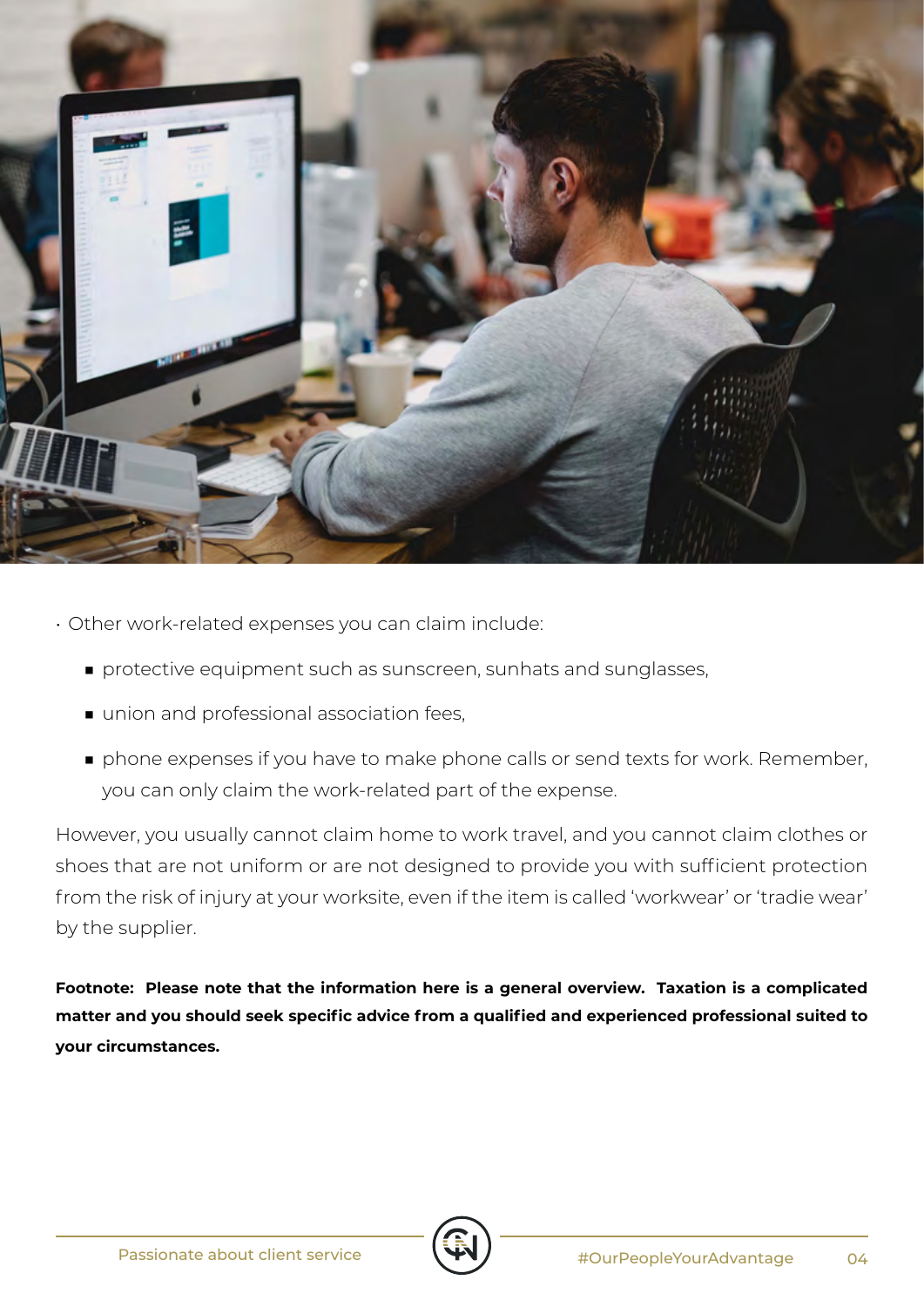- Other work-related expenses you can claim include:
  - protective equipment such as sunscreen, sunhats and sunglasses,
  - union and professional association fees,
  - phone expenses if you have to make phone calls or send texts for work. Remember, you can only claim the work-related part of the expense.

However, you usually cannot claim home to work travel, and you cannot claim clothes or shoes that are not uniform or are not designed to provide you with sufficient protection from the risk of injury at your worksite, even if the item is called 'workwear' or 'tradie wear' by the supplier.

**Footnote: Please note that the information here is a general overview. Taxation is a complicated matter and you should seek specific advice from a qualified and experienced professional suited to your circumstances.**